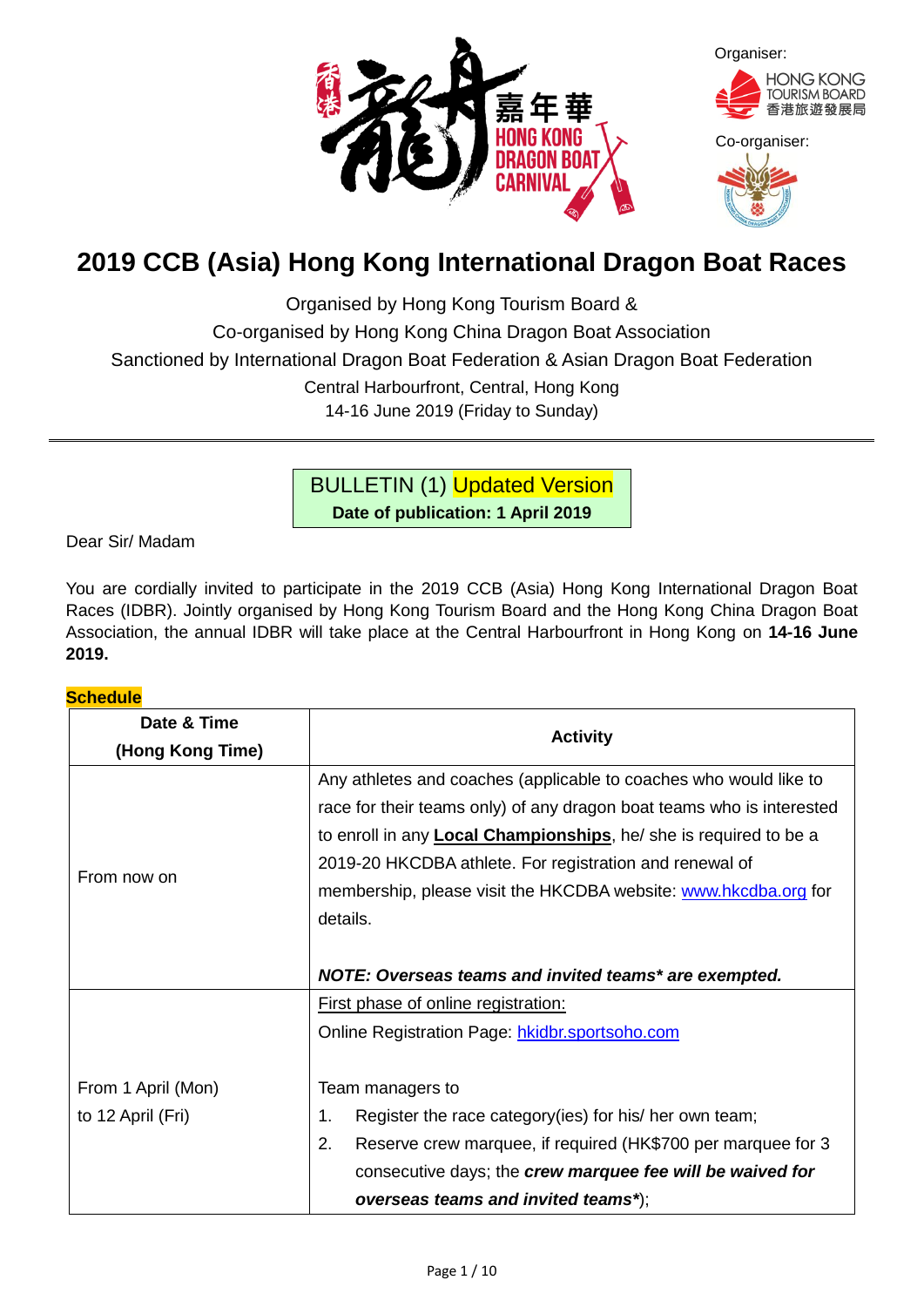Organiser:

HONG KONG TOURISM BOARD 香港旅遊發展局

Co-organiser:

# 2019 CCB (Asia) Hong Kong International Dragon Boat Races

Organised by Hong Kong Tourism Board &
Co-organised by Hong Kong China Dragon Boat Association
Sanctioned by International Dragon Boat Federation & Asian Dragon Boat Federation
Central Harbourfront, Central, Hong Kong
14-16 June 2019 (Friday to Sunday)

---

**BULLETIN (1) Updated Version**
**Date of publication: 1 April 2019**

Dear Sir/ Madam

You are cordially invited to participate in the 2019 CCB (Asia) Hong Kong International Dragon Boat Races (IDBR). Jointly organised by Hong Kong Tourism Board and the Hong Kong China Dragon Boat Association, the annual IDBR will take place at the Central Harbourfront in Hong Kong on **14-16 June 2019.**

**Schedule**

| Date & Time (Hong Kong Time) | Activity |
|---|---|
| From now on | Any athletes and coaches (applicable to coaches who would like to race for their teams only) of any dragon boat teams who is interested to enroll in any **Local Championships**, he/ she is required to be a 2019-20 HKCDBA athlete. For registration and renewal of membership, please visit the HKCDBA website: www.hkcdba.org for details.<br><br>***NOTE: Overseas teams and invited teams\* are exempted.*** |
| From 1 April (Mon) to 12 April (Fri) | First phase of online registration:<br>Online Registration Page: hkidbr.sportsoho.com<br><br>Team managers to<br>1. Register the race category(ies) for his/ her own team;<br>2. Reserve crew marquee, if required (HK$700 per marquee for 3 consecutive days; the ***crew marquee fee will be waived for overseas teams and invited teams\****); |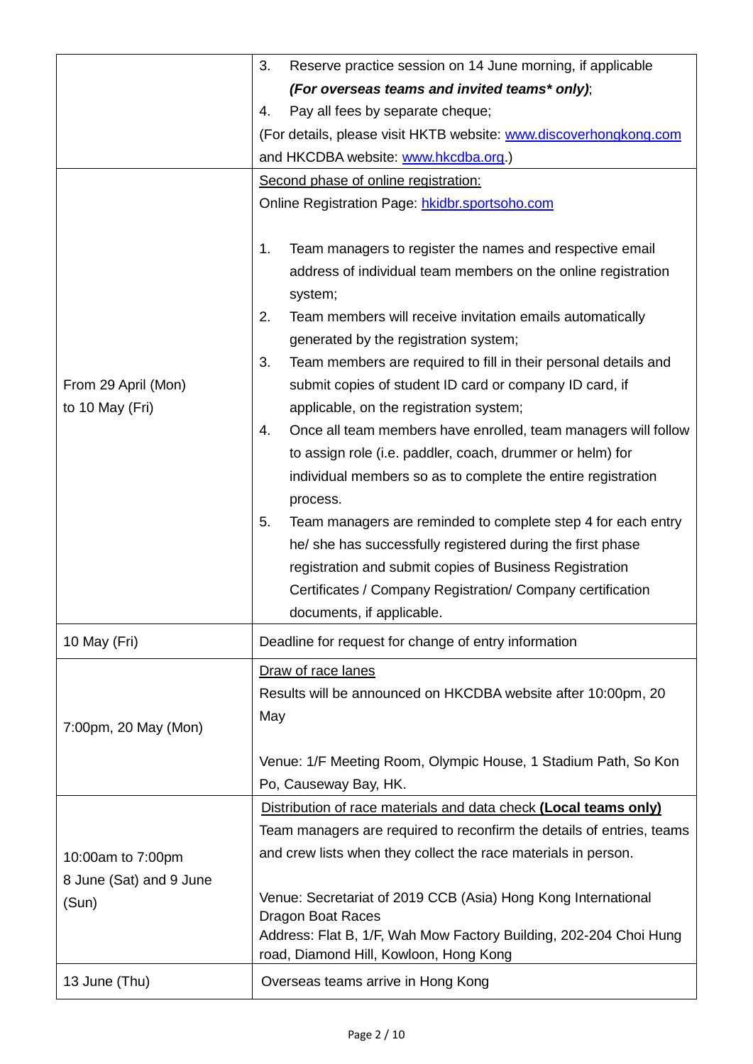| | |
|---|---|
| | 3. Reserve practice session on 14 June morning, if applicable ***(For overseas teams and invited teams\* only)***;<br>4. Pay all fees by separate cheque;<br>(For details, please visit HKTB website: www.discoverhongkong.com and HKCDBA website: www.hkcdba.org.) |
| From 29 April (Mon) to 10 May (Fri) | Second phase of online registration:<br>Online Registration Page: hkidbr.sportsoho.com<br><br>1. Team managers to register the names and respective email address of individual team members on the online registration system;<br>2. Team members will receive invitation emails automatically generated by the registration system;<br>3. Team members are required to fill in their personal details and submit copies of student ID card or company ID card, if applicable, on the registration system;<br>4. Once all team members have enrolled, team managers will follow to assign role (i.e. paddler, coach, drummer or helm) for individual members so as to complete the entire registration process.<br>5. Team managers are reminded to complete step 4 for each entry he/ she has successfully registered during the first phase registration and submit copies of Business Registration Certificates / Company Registration/ Company certification documents, if applicable. |
| 10 May (Fri) | Deadline for request for change of entry information |
| 7:00pm, 20 May (Mon) | Draw of race lanes<br>Results will be announced on HKCDBA website after 10:00pm, 20 May<br><br>Venue: 1/F Meeting Room, Olympic House, 1 Stadium Path, So Kon Po, Causeway Bay, HK. |
| 10:00am to 7:00pm 8 June (Sat) and 9 June (Sun) | Distribution of race materials and data check **(Local teams only)**<br>Team managers are required to reconfirm the details of entries, teams and crew lists when they collect the race materials in person.<br><br>Venue: Secretariat of 2019 CCB (Asia) Hong Kong International Dragon Boat Races<br>Address: Flat B, 1/F, Wah Mow Factory Building, 202-204 Choi Hung road, Diamond Hill, Kowloon, Hong Kong |
| 13 June (Thu) | Overseas teams arrive in Hong Kong |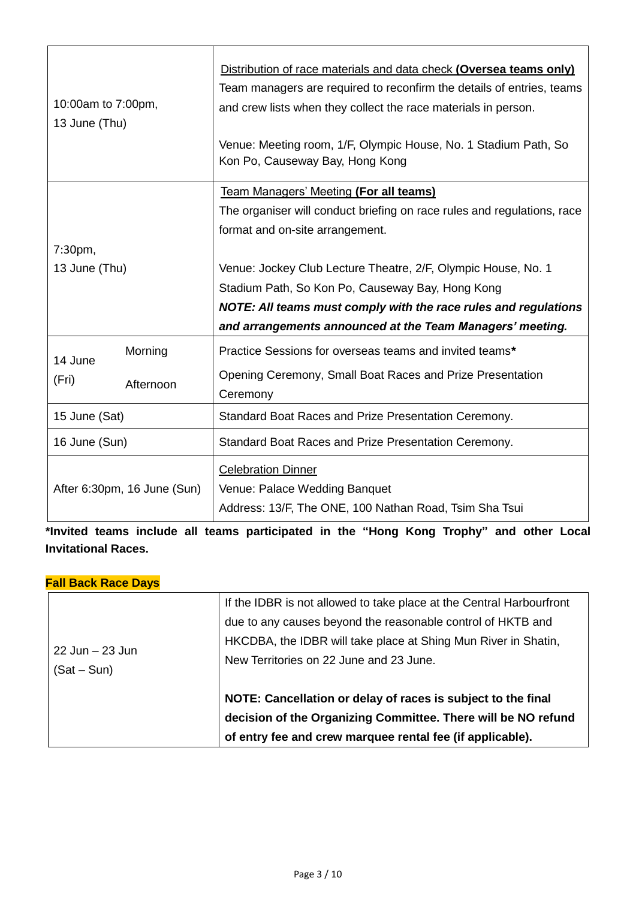| | |
|---|---|
| 10:00am to 7:00pm, 13 June (Thu) | Distribution of race materials and data check **(Oversea teams only)**<br>Team managers are required to reconfirm the details of entries, teams and crew lists when they collect the race materials in person.<br><br>Venue: Meeting room, 1/F, Olympic House, No. 1 Stadium Path, So Kon Po, Causeway Bay, Hong Kong |
| 7:30pm, 13 June (Thu) | Team Managers' Meeting **(For all teams)**<br>The organiser will conduct briefing on race rules and regulations, race format and on-site arrangement.<br><br>Venue: Jockey Club Lecture Theatre, 2/F, Olympic House, No. 1 Stadium Path, So Kon Po, Causeway Bay, Hong Kong<br>***NOTE: All teams must comply with the race rules and regulations and arrangements announced at the Team Managers' meeting.*** |
| 14 June (Fri) Morning | Practice Sessions for overseas teams and invited teams* |
| 14 June (Fri) Afternoon | Opening Ceremony, Small Boat Races and Prize Presentation Ceremony |
| 15 June (Sat) | Standard Boat Races and Prize Presentation Ceremony. |
| 16 June (Sun) | Standard Boat Races and Prize Presentation Ceremony. |
| After 6:30pm, 16 June (Sun) | Celebration Dinner<br>Venue: Palace Wedding Banquet<br>Address: 13/F, The ONE, 100 Nathan Road, Tsim Sha Tsui |

***Invited teams include all teams participated in the "Hong Kong Trophy" and other Local Invitational Races.**

**Fall Back Race Days**

| | |
|---|---|
| 22 Jun – 23 Jun (Sat – Sun) | If the IDBR is not allowed to take place at the Central Harbourfront due to any causes beyond the reasonable control of HKTB and HKCDBA, the IDBR will take place at Shing Mun River in Shatin, New Territories on 22 June and 23 June.<br><br>**NOTE: Cancellation or delay of races is subject to the final decision of the Organizing Committee. There will be NO refund of entry fee and crew marquee rental fee (if applicable).** |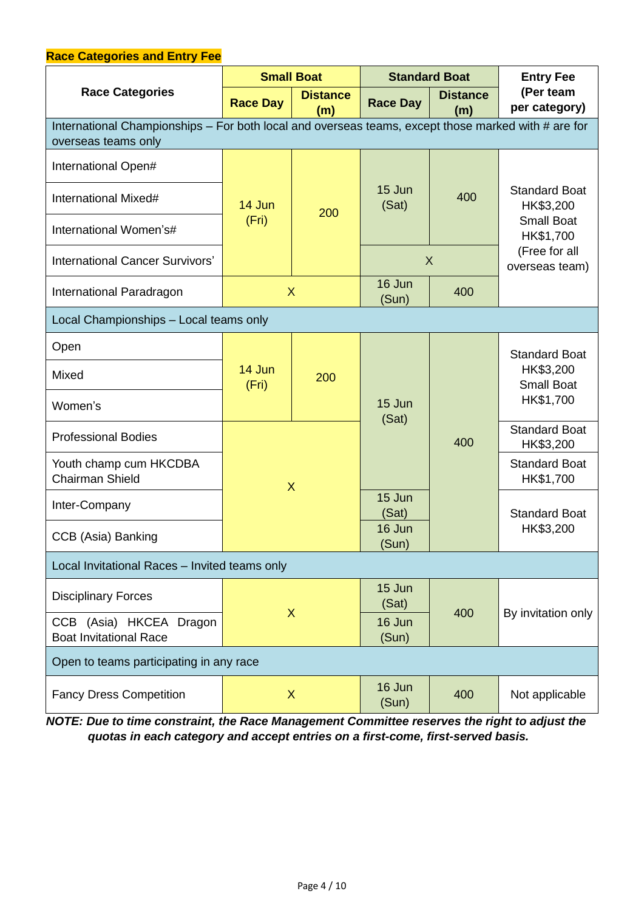**Race Categories and Entry Fee**

| Race Categories | Small Boat | | Standard Boat | | Entry Fee (Per team per category) |
|---|---|---|---|---|---|
| | Race Day | Distance (m) | Race Day | Distance (m) | |
| International Championships – For both local and overseas teams, except those marked with # are for overseas teams only | | | | | |
| International Open# | 14 Jun (Fri) | 200 | 15 Jun (Sat) | 400 | Standard Boat HK$3,200 Small Boat HK$1,700 (Free for all overseas team) |
| International Mixed# | 14 Jun (Fri) | 200 | 15 Jun (Sat) | 400 | Standard Boat HK$3,200 Small Boat HK$1,700 (Free for all overseas team) |
| International Women's# | 14 Jun (Fri) | 200 | 15 Jun (Sat) | 400 | Standard Boat HK$3,200 Small Boat HK$1,700 (Free for all overseas team) |
| International Cancer Survivors' | 14 Jun (Fri) | 200 | X | X | Standard Boat HK$3,200 Small Boat HK$1,700 (Free for all overseas team) |
| International Paradragon | X | X | 16 Jun (Sun) | 400 | Standard Boat HK$3,200 Small Boat HK$1,700 (Free for all overseas team) |
| Local Championships – Local teams only | | | | | |
| Open | 14 Jun (Fri) | 200 | 15 Jun (Sat) | 400 | Standard Boat HK$3,200 Small Boat HK$1,700 |
| Mixed | 14 Jun (Fri) | 200 | 15 Jun (Sat) | 400 | Standard Boat HK$3,200 Small Boat HK$1,700 |
| Women's | 14 Jun (Fri) | 200 | 15 Jun (Sat) | 400 | Standard Boat HK$3,200 Small Boat HK$1,700 |
| Professional Bodies | X | X | 15 Jun (Sat) | 400 | Standard Boat HK$3,200 |
| Youth champ cum HKCDBA Chairman Shield | X | X | 15 Jun (Sat) | 400 | Standard Boat HK$1,700 |
| Inter-Company | X | X | 15 Jun (Sat) | 400 | Standard Boat HK$3,200 |
| CCB (Asia) Banking | X | X | 16 Jun (Sun) | 400 | Standard Boat HK$3,200 |
| Local Invitational Races – Invited teams only | | | | | |
| Disciplinary Forces | X | X | 15 Jun (Sat) | 400 | By invitation only |
| CCB (Asia) HKCEA Dragon Boat Invitational Race | X | X | 16 Jun (Sun) | 400 | By invitation only |
| Open to teams participating in any race | | | | | |
| Fancy Dress Competition | X | X | 16 Jun (Sun) | 400 | Not applicable |

***NOTE: Due to time constraint, the Race Management Committee reserves the right to adjust the quotas in each category and accept entries on a first-come, first-served basis.***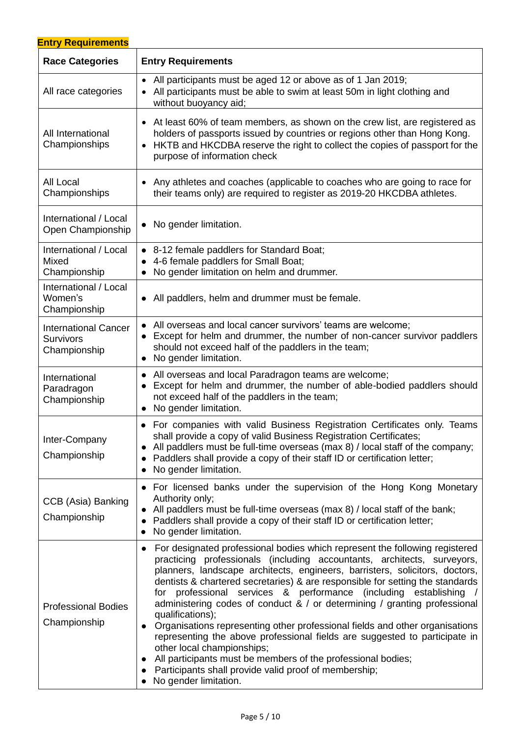**Entry Requirements**

| Race Categories | Entry Requirements |
|---|---|
| All race categories | • All participants must be aged 12 or above as of 1 Jan 2019;<br>• All participants must be able to swim at least 50m in light clothing and without buoyancy aid; |
| All International Championships | • At least 60% of team members, as shown on the crew list, are registered as holders of passports issued by countries or regions other than Hong Kong.<br>• HKTB and HKCDBA reserve the right to collect the copies of passport for the purpose of information check |
| All Local Championships | • Any athletes and coaches (applicable to coaches who are going to race for their teams only) are required to register as 2019-20 HKCDBA athletes. |
| International / Local Open Championship | • No gender limitation. |
| International / Local Mixed Championship | • 8-12 female paddlers for Standard Boat;<br>• 4-6 female paddlers for Small Boat;<br>• No gender limitation on helm and drummer. |
| International / Local Women's Championship | • All paddlers, helm and drummer must be female. |
| International Cancer Survivors Championship | • All overseas and local cancer survivors' teams are welcome;<br>• Except for helm and drummer, the number of non-cancer survivor paddlers should not exceed half of the paddlers in the team;<br>• No gender limitation. |
| International Paradragon Championship | • All overseas and local Paradragon teams are welcome;<br>• Except for helm and drummer, the number of able-bodied paddlers should not exceed half of the paddlers in the team;<br>• No gender limitation. |
| Inter-Company Championship | • For companies with valid Business Registration Certificates only. Teams shall provide a copy of valid Business Registration Certificates;<br>• All paddlers must be full-time overseas (max 8) / local staff of the company;<br>• Paddlers shall provide a copy of their staff ID or certification letter;<br>• No gender limitation. |
| CCB (Asia) Banking Championship | • For licensed banks under the supervision of the Hong Kong Monetary Authority only;<br>• All paddlers must be full-time overseas (max 8) / local staff of the bank;<br>• Paddlers shall provide a copy of their staff ID or certification letter;<br>• No gender limitation. |
| Professional Bodies Championship | • For designated professional bodies which represent the following registered practicing professionals (including accountants, architects, surveyors, planners, landscape architects, engineers, barristers, solicitors, doctors, dentists & chartered secretaries) & are responsible for setting the standards for professional services & performance (including establishing / administering codes of conduct & / or determining / granting professional qualifications);<br>• Organisations representing other professional fields and other organisations representing the above professional fields are suggested to participate in other local championships;<br>• All participants must be members of the professional bodies;<br>• Participants shall provide valid proof of membership;<br>• No gender limitation. |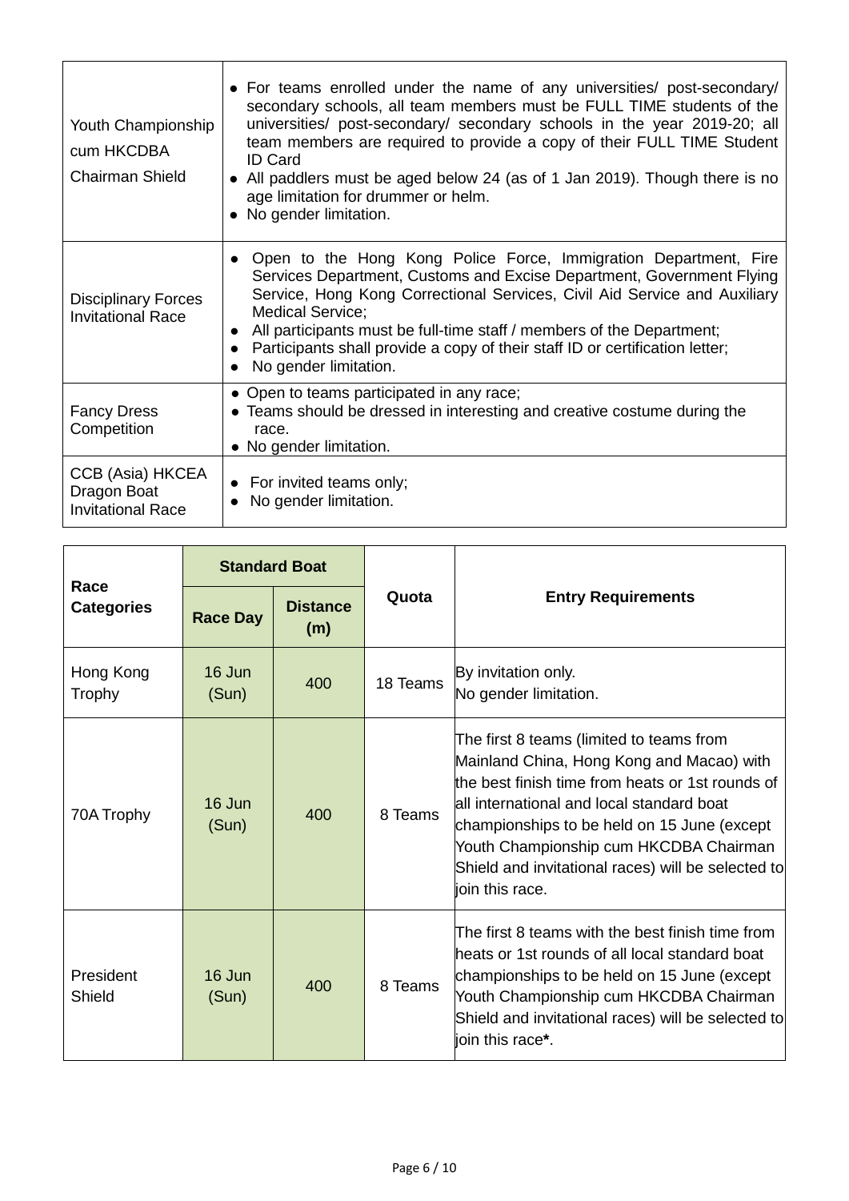| | |
|---|---|
| Youth Championship cum HKCDBA Chairman Shield | • For teams enrolled under the name of any universities/ post-secondary/ secondary schools, all team members must be FULL TIME students of the universities/ post-secondary/ secondary schools in the year 2019-20; all team members are required to provide a copy of their FULL TIME Student ID Card<br>• All paddlers must be aged below 24 (as of 1 Jan 2019). Though there is no age limitation for drummer or helm.<br>• No gender limitation. |
| Disciplinary Forces Invitational Race | • Open to the Hong Kong Police Force, Immigration Department, Fire Services Department, Customs and Excise Department, Government Flying Service, Hong Kong Correctional Services, Civil Aid Service and Auxiliary Medical Service;<br>• All participants must be full-time staff / members of the Department;<br>• Participants shall provide a copy of their staff ID or certification letter;<br>• No gender limitation. |
| Fancy Dress Competition | • Open to teams participated in any race;<br>• Teams should be dressed in interesting and creative costume during the race.<br>• No gender limitation. |
| CCB (Asia) HKCEA Dragon Boat Invitational Race | • For invited teams only;<br>• No gender limitation. |

| Race Categories | Standard Boat | | Quota | Entry Requirements |
|---|---|---|---|---|
| | **Race Day** | **Distance (m)** | | |
| Hong Kong Trophy | 16 Jun (Sun) | 400 | 18 Teams | By invitation only.<br>No gender limitation. |
| 70A Trophy | 16 Jun (Sun) | 400 | 8 Teams | The first 8 teams (limited to teams from Mainland China, Hong Kong and Macao) with the best finish time from heats or 1st rounds of all international and local standard boat championships to be held on 15 June (except Youth Championship cum HKCDBA Chairman Shield and invitational races) will be selected to join this race. |
| President Shield | 16 Jun (Sun) | 400 | 8 Teams | The first 8 teams with the best finish time from heats or 1st rounds of all local standard boat championships to be held on 15 June (except Youth Championship cum HKCDBA Chairman Shield and invitational races) will be selected to join this race**\***. |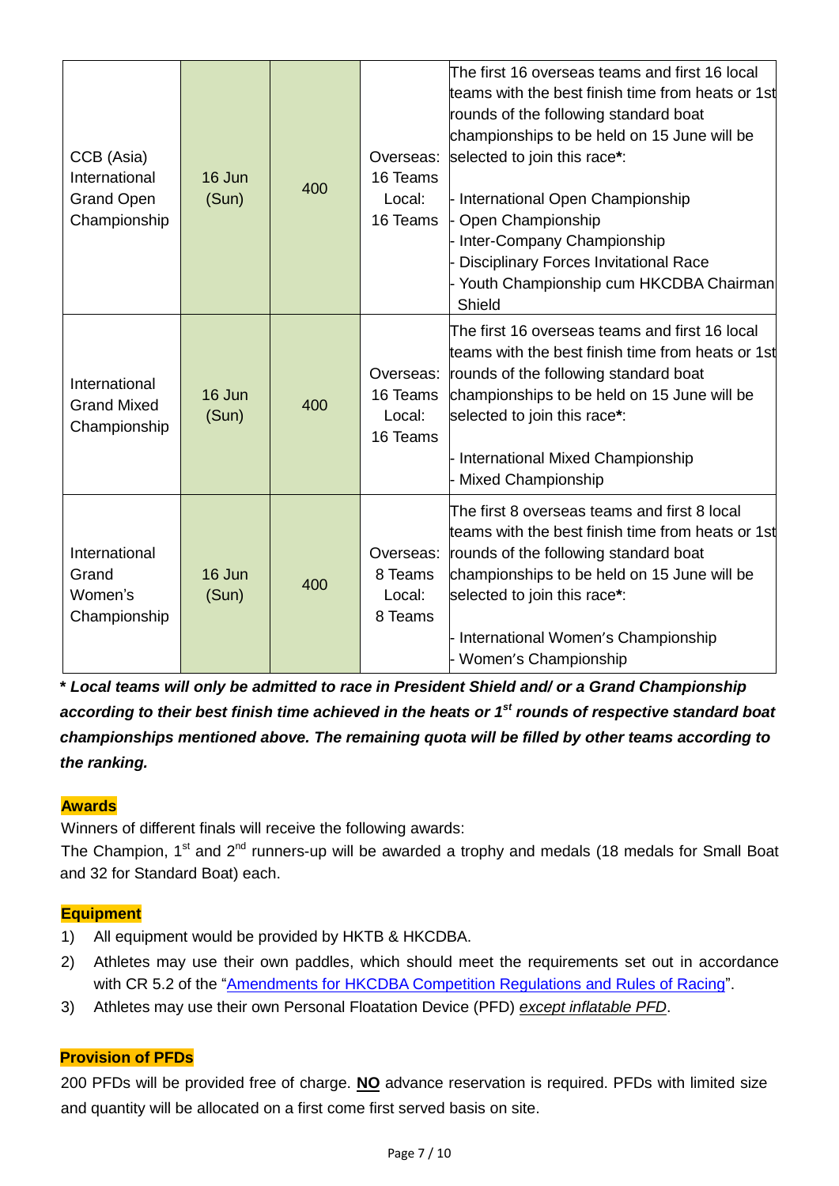| CCB (Asia) International Grand Open Championship | 16 Jun (Sun) | 400 | Overseas: 16 Teams Local: 16 Teams | The first 16 overseas teams and first 16 local teams with the best finish time from heats or 1st rounds of the following standard boat championships to be held on 15 June will be selected to join this race*:<br><br>- International Open Championship<br>- Open Championship<br>- Inter-Company Championship<br>- Disciplinary Forces Invitational Race<br>- Youth Championship cum HKCDBA Chairman Shield |
|---|---|---|---|---|
| International Grand Mixed Championship | 16 Jun (Sun) | 400 | Overseas: 16 Teams Local: 16 Teams | The first 16 overseas teams and first 16 local teams with the best finish time from heats or 1st rounds of the following standard boat championships to be held on 15 June will be selected to join this race*:<br><br>- International Mixed Championship<br>- Mixed Championship |
| International Grand Women's Championship | 16 Jun (Sun) | 400 | Overseas: 8 Teams Local: 8 Teams | The first 8 overseas teams and first 8 local teams with the best finish time from heats or 1st rounds of the following standard boat championships to be held on 15 June will be selected to join this race*:<br><br>- International Women's Championship<br>- Women's Championship |

***** ***Local teams will only be admitted to race in President Shield and/ or a Grand Championship according to their best finish time achieved in the heats or 1st rounds of respective standard boat championships mentioned above. The remaining quota will be filled by other teams according to the ranking.***

## Awards

Winners of different finals will receive the following awards:

The Champion, 1st and 2nd runners-up will be awarded a trophy and medals (18 medals for Small Boat and 32 for Standard Boat) each.

## Equipment

1) All equipment would be provided by HKTB & HKCDBA.
2) Athletes may use their own paddles, which should meet the requirements set out in accordance with CR 5.2 of the "Amendments for HKCDBA Competition Regulations and Rules of Racing".
3) Athletes may use their own Personal Floatation Device (PFD) *except inflatable PFD*.

## Provision of PFDs

200 PFDs will be provided free of charge. **NO** advance reservation is required. PFDs with limited size and quantity will be allocated on a first come first served basis on site.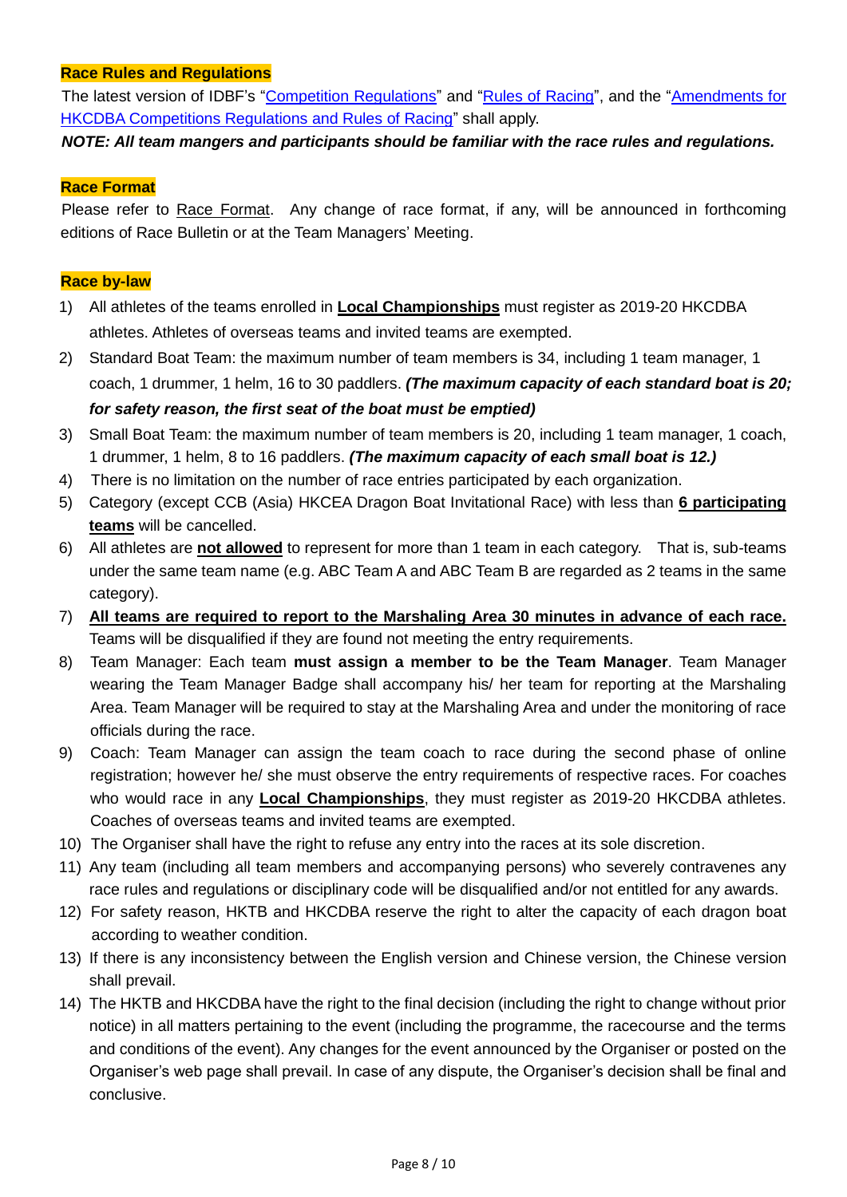## Race Rules and Regulations

The latest version of IDBF's "Competition Regulations" and "Rules of Racing", and the "Amendments for HKCDBA Competitions Regulations and Rules of Racing" shall apply.

***NOTE: All team mangers and participants should be familiar with the race rules and regulations.***

## Race Format

Please refer to Race Format. Any change of race format, if any, will be announced in forthcoming editions of Race Bulletin or at the Team Managers' Meeting.

## Race by-law

1) All athletes of the teams enrolled in **Local Championships** must register as 2019-20 HKCDBA athletes. Athletes of overseas teams and invited teams are exempted.
2) Standard Boat Team: the maximum number of team members is 34, including 1 team manager, 1 coach, 1 drummer, 1 helm, 16 to 30 paddlers. ***(The maximum capacity of each standard boat is 20; for safety reason, the first seat of the boat must be emptied)***
3) Small Boat Team: the maximum number of team members is 20, including 1 team manager, 1 coach, 1 drummer, 1 helm, 8 to 16 paddlers. ***(The maximum capacity of each small boat is 12.)***
4) There is no limitation on the number of race entries participated by each organization.
5) Category (except CCB (Asia) HKCEA Dragon Boat Invitational Race) with less than **6 participating teams** will be cancelled.
6) All athletes are **not allowed** to represent for more than 1 team in each category. That is, sub-teams under the same team name (e.g. ABC Team A and ABC Team B are regarded as 2 teams in the same category).
7) **All teams are required to report to the Marshaling Area 30 minutes in advance of each race.** Teams will be disqualified if they are found not meeting the entry requirements.
8) Team Manager: Each team **must assign a member to be the Team Manager**. Team Manager wearing the Team Manager Badge shall accompany his/ her team for reporting at the Marshaling Area. Team Manager will be required to stay at the Marshaling Area and under the monitoring of race officials during the race.
9) Coach: Team Manager can assign the team coach to race during the second phase of online registration; however he/ she must observe the entry requirements of respective races. For coaches who would race in any **Local Championships**, they must register as 2019-20 HKCDBA athletes. Coaches of overseas teams and invited teams are exempted.
10) The Organiser shall have the right to refuse any entry into the races at its sole discretion.
11) Any team (including all team members and accompanying persons) who severely contravenes any race rules and regulations or disciplinary code will be disqualified and/or not entitled for any awards.
12) For safety reason, HKTB and HKCDBA reserve the right to alter the capacity of each dragon boat according to weather condition.
13) If there is any inconsistency between the English version and Chinese version, the Chinese version shall prevail.
14) The HKTB and HKCDBA have the right to the final decision (including the right to change without prior notice) in all matters pertaining to the event (including the programme, the racecourse and the terms and conditions of the event). Any changes for the event announced by the Organiser or posted on the Organiser's web page shall prevail. In case of any dispute, the Organiser's decision shall be final and conclusive.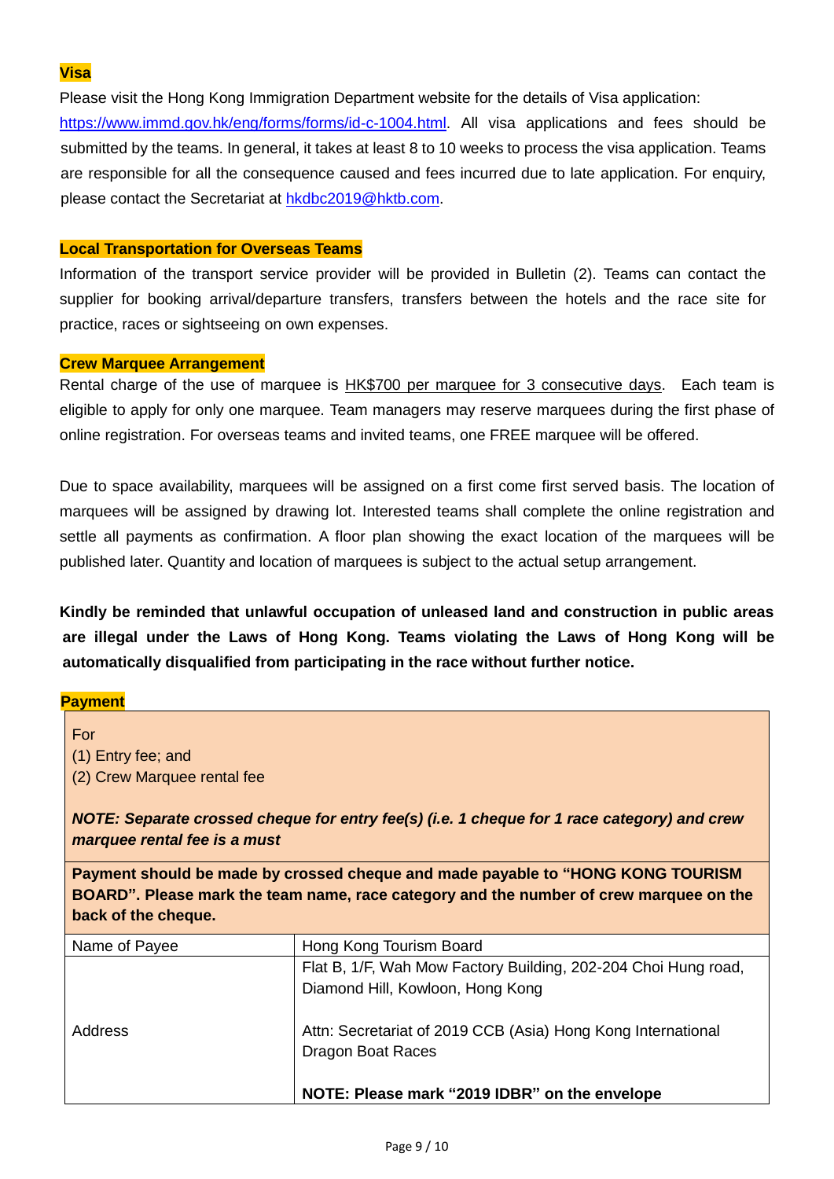### Visa

Please visit the Hong Kong Immigration Department website for the details of Visa application: https://www.immd.gov.hk/eng/forms/forms/id-c-1004.html. All visa applications and fees should be submitted by the teams. In general, it takes at least 8 to 10 weeks to process the visa application. Teams are responsible for all the consequence caused and fees incurred due to late application. For enquiry, please contact the Secretariat at hkdbc2019@hktb.com.

### Local Transportation for Overseas Teams

Information of the transport service provider will be provided in Bulletin (2). Teams can contact the supplier for booking arrival/departure transfers, transfers between the hotels and the race site for practice, races or sightseeing on own expenses.

### Crew Marquee Arrangement

Rental charge of the use of marquee is HK$700 per marquee for 3 consecutive days. Each team is eligible to apply for only one marquee. Team managers may reserve marquees during the first phase of online registration. For overseas teams and invited teams, one FREE marquee will be offered.

Due to space availability, marquees will be assigned on a first come first served basis. The location of marquees will be assigned by drawing lot. Interested teams shall complete the online registration and settle all payments as confirmation. A floor plan showing the exact location of the marquees will be published later. Quantity and location of marquees is subject to the actual setup arrangement.

**Kindly be reminded that unlawful occupation of unleased land and construction in public areas are illegal under the Laws of Hong Kong. Teams violating the Laws of Hong Kong will be automatically disqualified from participating in the race without further notice.**

### Payment

For
(1) Entry fee; and
(2) Crew Marquee rental fee

***NOTE: Separate crossed cheque for entry fee(s) (i.e. 1 cheque for 1 race category) and crew marquee rental fee is a must***

**Payment should be made by crossed cheque and made payable to "HONG KONG TOURISM BOARD". Please mark the team name, race category and the number of crew marquee on the back of the cheque.**

| | |
|---|---|
| Name of Payee | Hong Kong Tourism Board |
| Address | Flat B, 1/F, Wah Mow Factory Building, 202-204 Choi Hung road, Diamond Hill, Kowloon, Hong Kong<br><br>Attn: Secretariat of 2019 CCB (Asia) Hong Kong International Dragon Boat Races<br><br>**NOTE: Please mark "2019 IDBR" on the envelope** |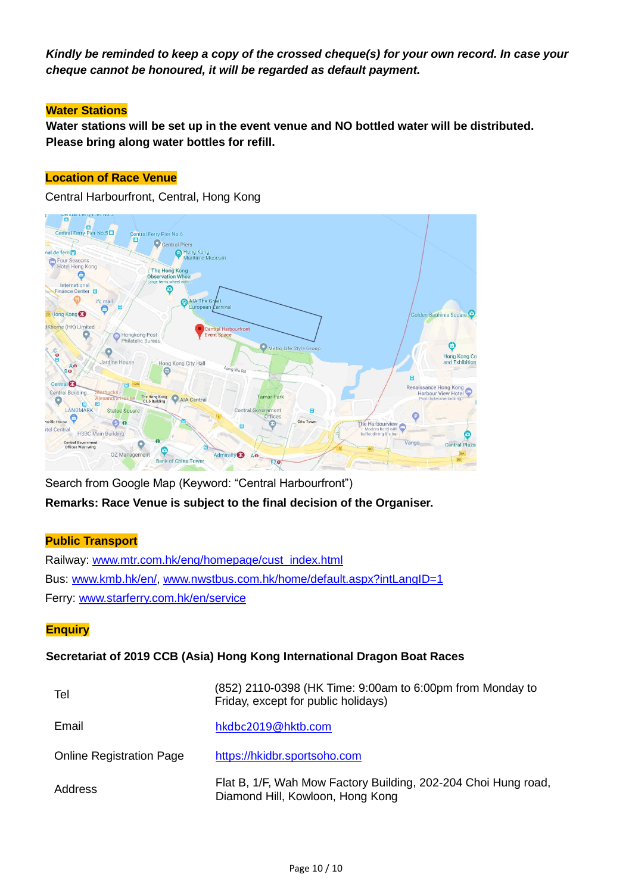***Kindly be reminded to keep a copy of the crossed cheque(s) for your own record. In case your cheque cannot be honoured, it will be regarded as default payment.***

## Water Stations

**Water stations will be set up in the event venue and NO bottled water will be distributed. Please bring along water bottles for refill.**

## Location of Race Venue

Central Harbourfront, Central, Hong Kong

Search from Google Map (Keyword: "Central Harbourfront")

**Remarks: Race Venue is subject to the final decision of the Organiser.**

## Public Transport

Railway: www.mtr.com.hk/eng/homepage/cust_index.html

Bus: www.kmb.hk/en/, www.nwstbus.com.hk/home/default.aspx?intLangID=1

Ferry: www.starferry.com.hk/en/service

## Enquiry

**Secretariat of 2019 CCB (Asia) Hong Kong International Dragon Boat Races**

| | |
|---|---|
| Tel | (852) 2110-0398 (HK Time: 9:00am to 6:00pm from Monday to Friday, except for public holidays) |
| Email | hkdbc2019@hktb.com |
| Online Registration Page | https://hkidbr.sportsoho.com |
| Address | Flat B, 1/F, Wah Mow Factory Building, 202-204 Choi Hung road, Diamond Hill, Kowloon, Hong Kong |